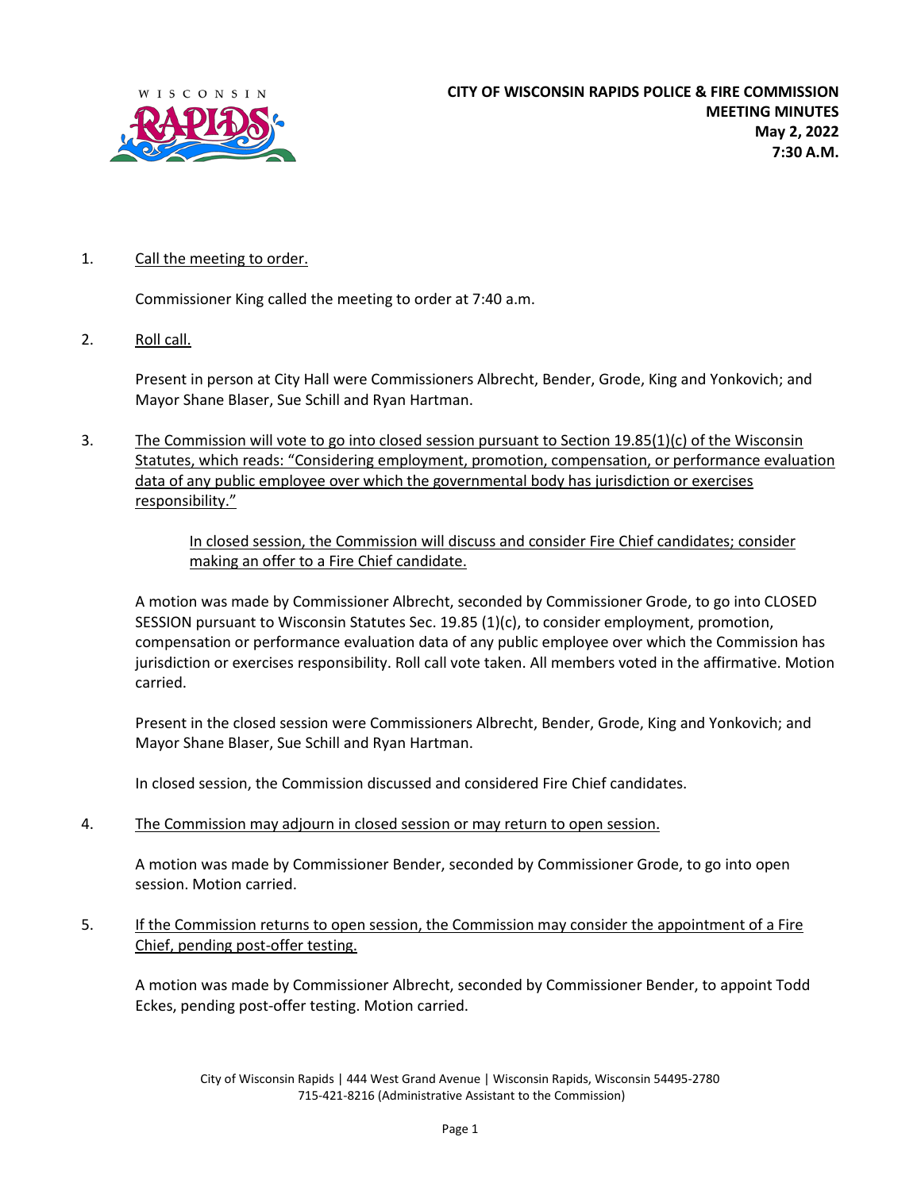**CITY OF WISCONSIN RAPIDS POLICE & FIRE COMMISSION**
**MEETING MINUTES**
**May 2, 2022**
**7:30 A.M.**

1. <u>Call the meeting to order.</u>

   Commissioner King called the meeting to order at 7:40 a.m.

2. <u>Roll call.</u>

   Present in person at City Hall were Commissioners Albrecht, Bender, Grode, King and Yonkovich; and Mayor Shane Blaser, Sue Schill and Ryan Hartman.

3. <u>The Commission will vote to go into closed session pursuant to Section 19.85(1)(c) of the Wisconsin Statutes, which reads: "Considering employment, promotion, compensation, or performance evaluation data of any public employee over which the governmental body has jurisdiction or exercises responsibility."</u>

   > <u>In closed session, the Commission will discuss and consider Fire Chief candidates; consider making an offer to a Fire Chief candidate.</u>

   A motion was made by Commissioner Albrecht, seconded by Commissioner Grode, to go into CLOSED SESSION pursuant to Wisconsin Statutes Sec. 19.85 (1)(c), to consider employment, promotion, compensation or performance evaluation data of any public employee over which the Commission has jurisdiction or exercises responsibility. Roll call vote taken. All members voted in the affirmative. Motion carried.

   Present in the closed session were Commissioners Albrecht, Bender, Grode, King and Yonkovich; and Mayor Shane Blaser, Sue Schill and Ryan Hartman.

   In closed session, the Commission discussed and considered Fire Chief candidates.

4. <u>The Commission may adjourn in closed session or may return to open session.</u>

   A motion was made by Commissioner Bender, seconded by Commissioner Grode, to go into open session. Motion carried.

5. <u>If the Commission returns to open session, the Commission may consider the appointment of a Fire Chief, pending post-offer testing.</u>

   A motion was made by Commissioner Albrecht, seconded by Commissioner Bender, to appoint Todd Eckes, pending post-offer testing. Motion carried.

City of Wisconsin Rapids | 444 West Grand Avenue | Wisconsin Rapids, Wisconsin 54495-2780
715-421-8216 (Administrative Assistant to the Commission)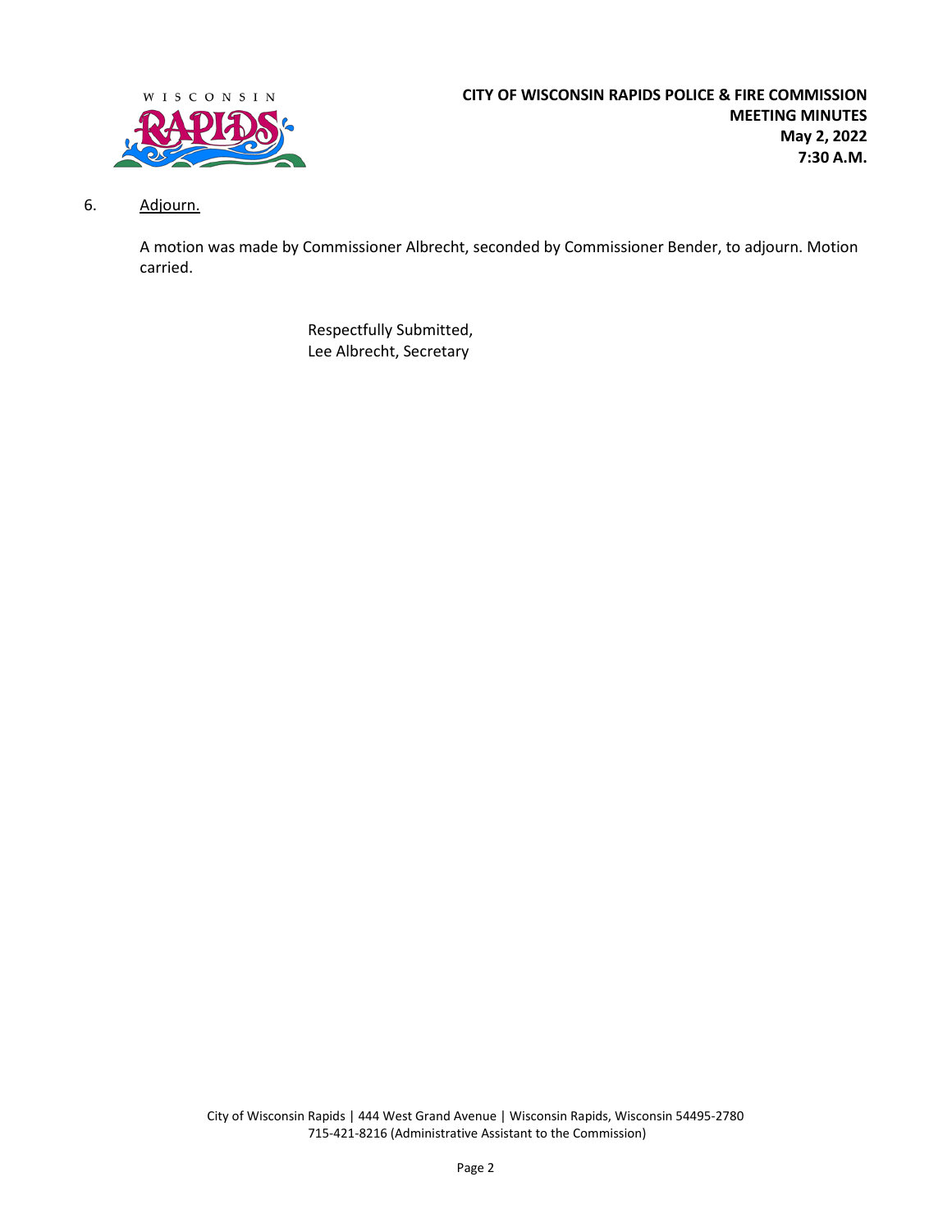6. Adjourn.

A motion was made by Commissioner Albrecht, seconded by Commissioner Bender, to adjourn. Motion carried.

Respectfully Submitted,
Lee Albrecht, Secretary